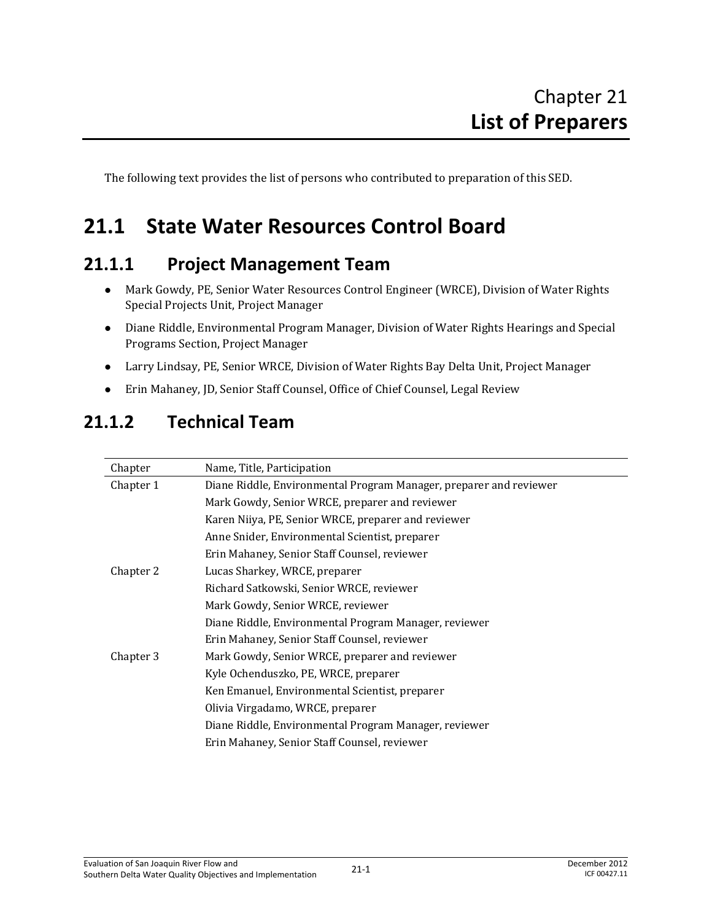# Chapter 21 List of Preparers

The following text provides the list of persons who contributed to preparation of this SED.

## 21.1 State Water Resources Control Board

### 21.1.1 Project Management Team

- Mark Gowdy, PE, Senior Water Resources Control Engineer (WRCE), Division of Water Rights Special Projects Unit, Project Manager
- Diane Riddle, Environmental Program Manager, Division of Water Rights Hearings and Special Programs Section, Project Manager
- Larry Lindsay, PE, Senior WRCE, Division of Water Rights Bay Delta Unit, Project Manager
- Erin Mahaney, JD, Senior Staff Counsel, Office of Chief Counsel, Legal Review

### 21.1.2 Technical Team

| Chapter | Name, Title, Participation |
|---|---|
| Chapter 1 | Diane Riddle, Environmental Program Manager, preparer and reviewer |
| | Mark Gowdy, Senior WRCE, preparer and reviewer |
| | Karen Niiya, PE, Senior WRCE, preparer and reviewer |
| | Anne Snider, Environmental Scientist, preparer |
| | Erin Mahaney, Senior Staff Counsel, reviewer |
| Chapter 2 | Lucas Sharkey, WRCE, preparer |
| | Richard Satkowski, Senior WRCE, reviewer |
| | Mark Gowdy, Senior WRCE, reviewer |
| | Diane Riddle, Environmental Program Manager, reviewer |
| | Erin Mahaney, Senior Staff Counsel, reviewer |
| Chapter 3 | Mark Gowdy, Senior WRCE, preparer and reviewer |
| | Kyle Ochenduszko, PE, WRCE, preparer |
| | Ken Emanuel, Environmental Scientist, preparer |
| | Olivia Virgadamo, WRCE, preparer |
| | Diane Riddle, Environmental Program Manager, reviewer |
| | Erin Mahaney, Senior Staff Counsel, reviewer |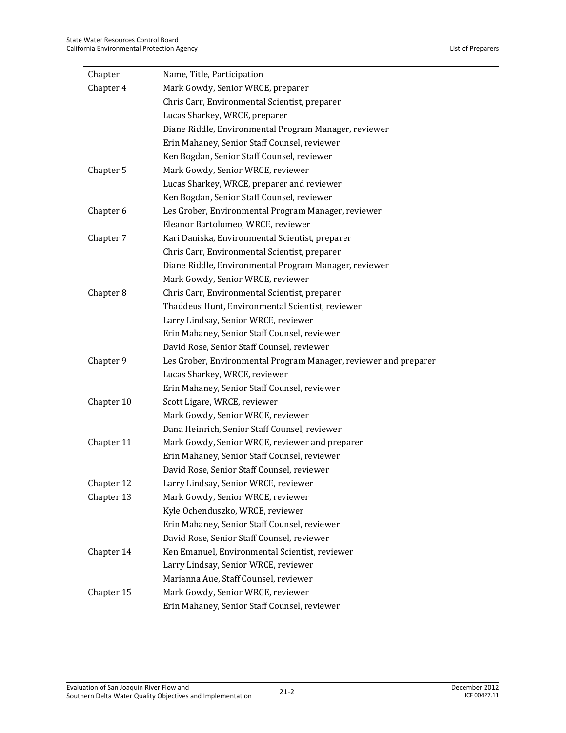| Chapter | Name, Title, Participation |
|---|---|
| Chapter 4 | Mark Gowdy, Senior WRCE, preparer |
| | Chris Carr, Environmental Scientist, preparer |
| | Lucas Sharkey, WRCE, preparer |
| | Diane Riddle, Environmental Program Manager, reviewer |
| | Erin Mahaney, Senior Staff Counsel, reviewer |
| | Ken Bogdan, Senior Staff Counsel, reviewer |
| Chapter 5 | Mark Gowdy, Senior WRCE, reviewer |
| | Lucas Sharkey, WRCE, preparer and reviewer |
| | Ken Bogdan, Senior Staff Counsel, reviewer |
| Chapter 6 | Les Grober, Environmental Program Manager, reviewer |
| | Eleanor Bartolomeo, WRCE, reviewer |
| Chapter 7 | Kari Daniska, Environmental Scientist, preparer |
| | Chris Carr, Environmental Scientist, preparer |
| | Diane Riddle, Environmental Program Manager, reviewer |
| | Mark Gowdy, Senior WRCE, reviewer |
| Chapter 8 | Chris Carr, Environmental Scientist, preparer |
| | Thaddeus Hunt, Environmental Scientist, reviewer |
| | Larry Lindsay, Senior WRCE, reviewer |
| | Erin Mahaney, Senior Staff Counsel, reviewer |
| | David Rose, Senior Staff Counsel, reviewer |
| Chapter 9 | Les Grober, Environmental Program Manager, reviewer and preparer |
| | Lucas Sharkey, WRCE, reviewer |
| | Erin Mahaney, Senior Staff Counsel, reviewer |
| Chapter 10 | Scott Ligare, WRCE, reviewer |
| | Mark Gowdy, Senior WRCE, reviewer |
| | Dana Heinrich, Senior Staff Counsel, reviewer |
| Chapter 11 | Mark Gowdy, Senior WRCE, reviewer and preparer |
| | Erin Mahaney, Senior Staff Counsel, reviewer |
| | David Rose, Senior Staff Counsel, reviewer |
| Chapter 12 | Larry Lindsay, Senior WRCE, reviewer |
| Chapter 13 | Mark Gowdy, Senior WRCE, reviewer |
| | Kyle Ochenduszko, WRCE, reviewer |
| | Erin Mahaney, Senior Staff Counsel, reviewer |
| | David Rose, Senior Staff Counsel, reviewer |
| Chapter 14 | Ken Emanuel, Environmental Scientist, reviewer |
| | Larry Lindsay, Senior WRCE, reviewer |
| | Marianna Aue, Staff Counsel, reviewer |
| Chapter 15 | Mark Gowdy, Senior WRCE, reviewer |
| | Erin Mahaney, Senior Staff Counsel, reviewer |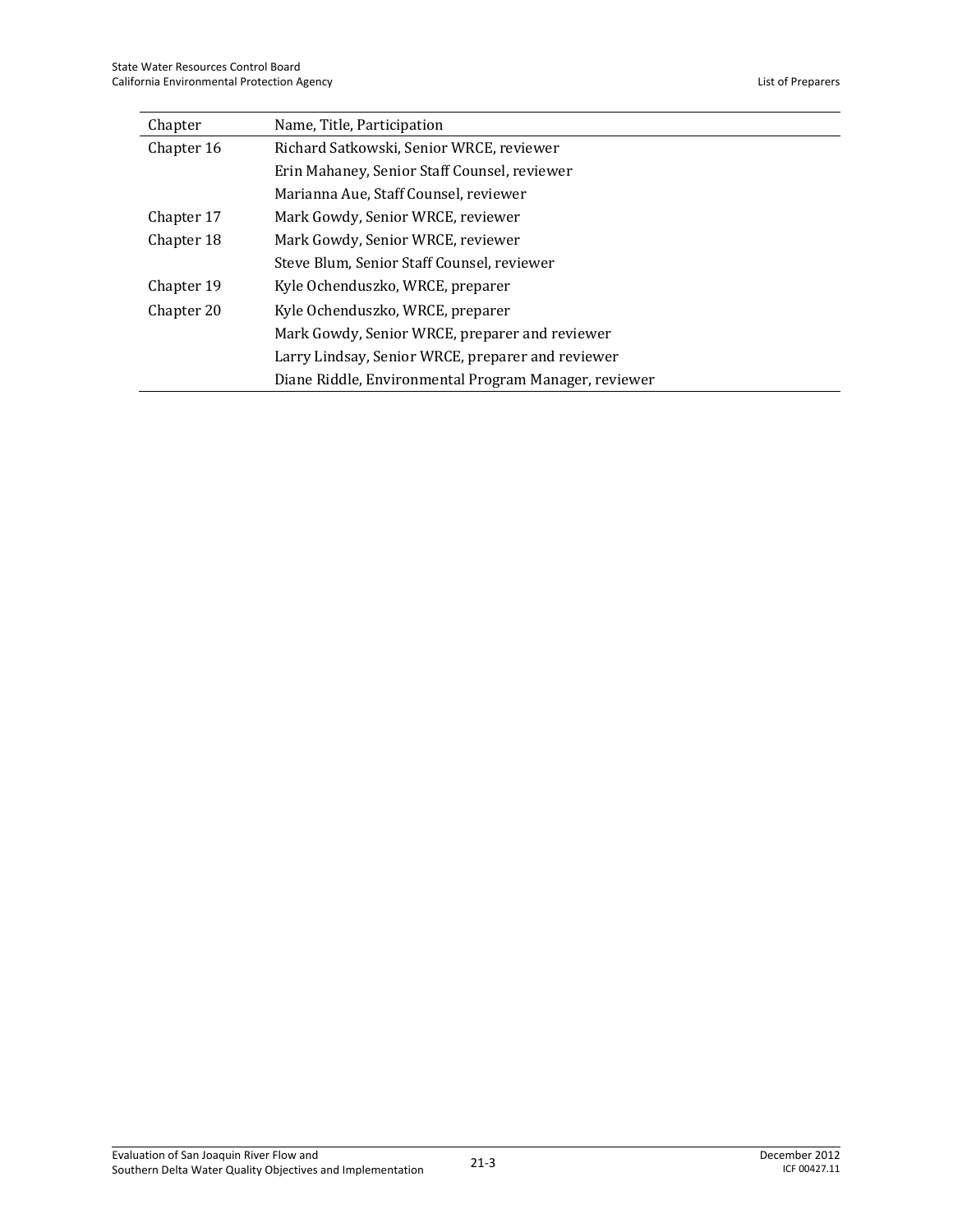| Chapter | Name, Title, Participation |
| --- | --- |
| Chapter 16 | Richard Satkowski, Senior WRCE, reviewer |
| | Erin Mahaney, Senior Staff Counsel, reviewer |
| | Marianna Aue, Staff Counsel, reviewer |
| Chapter 17 | Mark Gowdy, Senior WRCE, reviewer |
| Chapter 18 | Mark Gowdy, Senior WRCE, reviewer |
| | Steve Blum, Senior Staff Counsel, reviewer |
| Chapter 19 | Kyle Ochenduszko, WRCE, preparer |
| Chapter 20 | Kyle Ochenduszko, WRCE, preparer |
| | Mark Gowdy, Senior WRCE, preparer and reviewer |
| | Larry Lindsay, Senior WRCE, preparer and reviewer |
| | Diane Riddle, Environmental Program Manager, reviewer |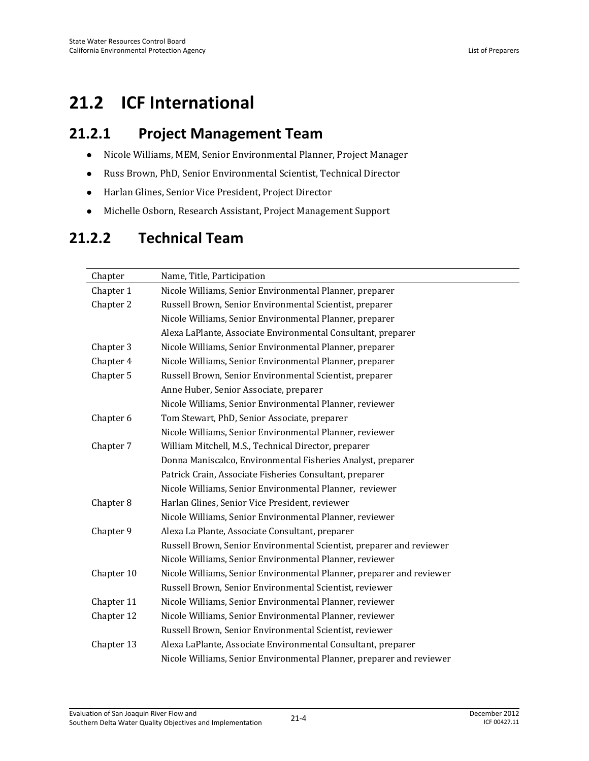# 21.2 ICF International

## 21.2.1 Project Management Team

- Nicole Williams, MEM, Senior Environmental Planner, Project Manager
- Russ Brown, PhD, Senior Environmental Scientist, Technical Director
- Harlan Glines, Senior Vice President, Project Director
- Michelle Osborn, Research Assistant, Project Management Support

## 21.2.2 Technical Team

| Chapter | Name, Title, Participation |
| --- | --- |
| Chapter 1 | Nicole Williams, Senior Environmental Planner, preparer |
| Chapter 2 | Russell Brown, Senior Environmental Scientist, preparer |
| | Nicole Williams, Senior Environmental Planner, preparer |
| | Alexa LaPlante, Associate Environmental Consultant, preparer |
| Chapter 3 | Nicole Williams, Senior Environmental Planner, preparer |
| Chapter 4 | Nicole Williams, Senior Environmental Planner, preparer |
| Chapter 5 | Russell Brown, Senior Environmental Scientist, preparer |
| | Anne Huber, Senior Associate, preparer |
| | Nicole Williams, Senior Environmental Planner, reviewer |
| Chapter 6 | Tom Stewart, PhD, Senior Associate, preparer |
| | Nicole Williams, Senior Environmental Planner, reviewer |
| Chapter 7 | William Mitchell, M.S., Technical Director, preparer |
| | Donna Maniscalco, Environmental Fisheries Analyst, preparer |
| | Patrick Crain, Associate Fisheries Consultant, preparer |
| | Nicole Williams, Senior Environmental Planner, reviewer |
| Chapter 8 | Harlan Glines, Senior Vice President, reviewer |
| | Nicole Williams, Senior Environmental Planner, reviewer |
| Chapter 9 | Alexa La Plante, Associate Consultant, preparer |
| | Russell Brown, Senior Environmental Scientist, preparer and reviewer |
| | Nicole Williams, Senior Environmental Planner, reviewer |
| Chapter 10 | Nicole Williams, Senior Environmental Planner, preparer and reviewer |
| | Russell Brown, Senior Environmental Scientist, reviewer |
| Chapter 11 | Nicole Williams, Senior Environmental Planner, reviewer |
| Chapter 12 | Nicole Williams, Senior Environmental Planner, reviewer |
| | Russell Brown, Senior Environmental Scientist, reviewer |
| Chapter 13 | Alexa LaPlante, Associate Environmental Consultant, preparer |
| | Nicole Williams, Senior Environmental Planner, preparer and reviewer |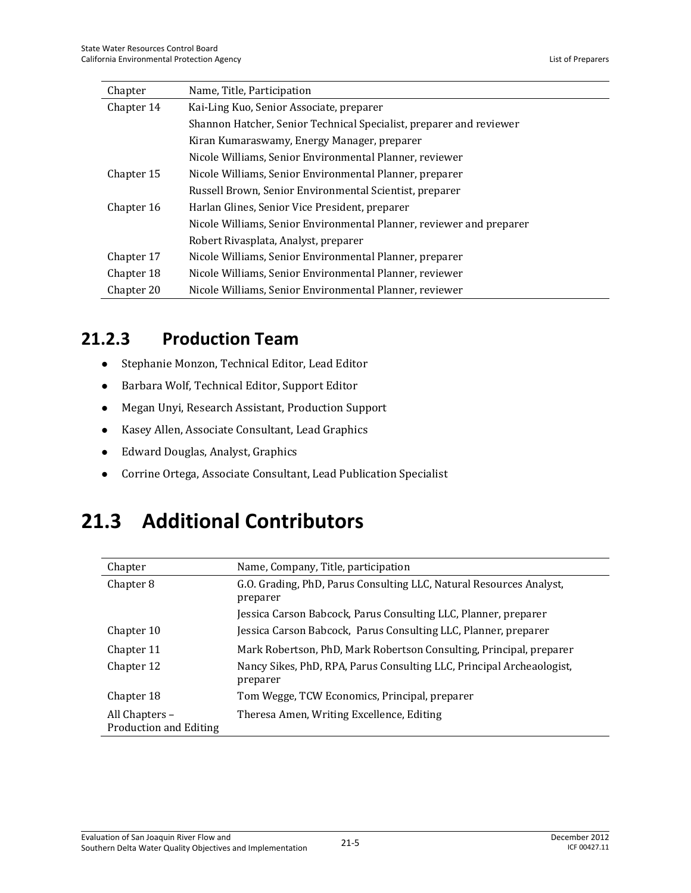| Chapter | Name, Title, Participation |
| --- | --- |
| Chapter 14 | Kai-Ling Kuo, Senior Associate, preparer |
| | Shannon Hatcher, Senior Technical Specialist, preparer and reviewer |
| | Kiran Kumaraswamy, Energy Manager, preparer |
| | Nicole Williams, Senior Environmental Planner, reviewer |
| Chapter 15 | Nicole Williams, Senior Environmental Planner, preparer |
| | Russell Brown, Senior Environmental Scientist, preparer |
| Chapter 16 | Harlan Glines, Senior Vice President, preparer |
| | Nicole Williams, Senior Environmental Planner, reviewer and preparer |
| | Robert Rivasplata, Analyst, preparer |
| Chapter 17 | Nicole Williams, Senior Environmental Planner, preparer |
| Chapter 18 | Nicole Williams, Senior Environmental Planner, reviewer |
| Chapter 20 | Nicole Williams, Senior Environmental Planner, reviewer |

### 21.2.3 Production Team

- Stephanie Monzon, Technical Editor, Lead Editor
- Barbara Wolf, Technical Editor, Support Editor
- Megan Unyi, Research Assistant, Production Support
- Kasey Allen, Associate Consultant, Lead Graphics
- Edward Douglas, Analyst, Graphics
- Corrine Ortega, Associate Consultant, Lead Publication Specialist

## 21.3 Additional Contributors

| Chapter | Name, Company, Title, participation |
| --- | --- |
| Chapter 8 | G.O. Grading, PhD, Parus Consulting LLC, Natural Resources Analyst, preparer |
| | Jessica Carson Babcock, Parus Consulting LLC, Planner, preparer |
| Chapter 10 | Jessica Carson Babcock, Parus Consulting LLC, Planner, preparer |
| Chapter 11 | Mark Robertson, PhD, Mark Robertson Consulting, Principal, preparer |
| Chapter 12 | Nancy Sikes, PhD, RPA, Parus Consulting LLC, Principal Archeaologist, preparer |
| Chapter 18 | Tom Wegge, TCW Economics, Principal, preparer |
| All Chapters – Production and Editing | Theresa Amen, Writing Excellence, Editing |